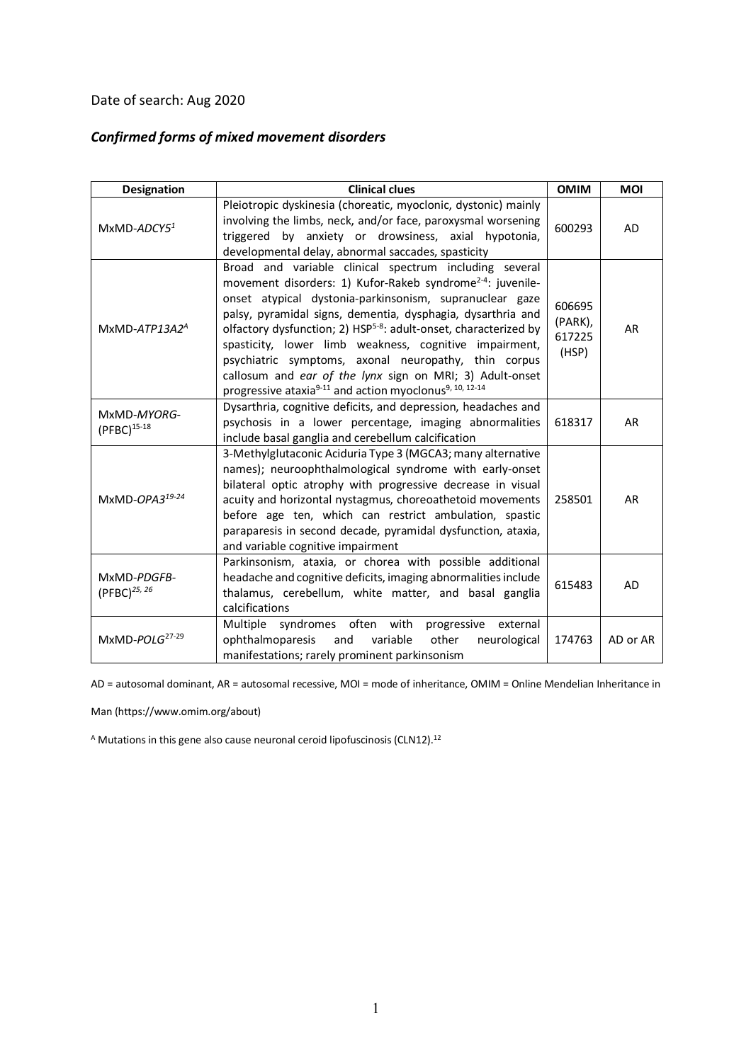Date of search: Aug 2020

### *Confirmed forms of mixed movement disorders*

| Designation | Clinical clues | OMIM | MOI |
|---|---|---|---|
| MxMD-*ADCY5*[1] | Pleiotropic dyskinesia (choreatic, myoclonic, dystonic) mainly involving the limbs, neck, and/or face, paroxysmal worsening triggered by anxiety or drowsiness, axial hypotonia, developmental delay, abnormal saccades, spasticity | 600293 | AD |
| MxMD-*ATP13A2*[A] | Broad and variable clinical spectrum including several movement disorders: 1) Kufor-Rakeb syndrome[2-4]: juvenile-onset atypical dystonia-parkinsonism, supranuclear gaze palsy, pyramidal signs, dementia, dysphagia, dysarthria and olfactory dysfunction; 2) HSP[5-8]: adult-onset, characterized by spasticity, lower limb weakness, cognitive impairment, psychiatric symptoms, axonal neuropathy, thin corpus callosum and *ear of the lynx* sign on MRI; 3) Adult-onset progressive ataxia[9-11] and action myoclonus[9, 10, 12-14] | 606695 (PARK), 617225 (HSP) | AR |
| MxMD-*MYORG*-(PFBC)[15-18] | Dysarthria, cognitive deficits, and depression, headaches and psychosis in a lower percentage, imaging abnormalities include basal ganglia and cerebellum calcification | 618317 | AR |
| MxMD-*OPA3*[19-24] | 3-Methylglutaconic Aciduria Type 3 (MGCA3; many alternative names); neuroophthalmological syndrome with early-onset bilateral optic atrophy with progressive decrease in visual acuity and horizontal nystagmus, choreoathetoid movements before age ten, which can restrict ambulation, spastic paraparesis in second decade, pyramidal dysfunction, ataxia, and variable cognitive impairment | 258501 | AR |
| MxMD-*PDGFB*-(PFBC)[25, 26] | Parkinsonism, ataxia, or chorea with possible additional headache and cognitive deficits, imaging abnormalities include thalamus, cerebellum, white matter, and basal ganglia calcifications | 615483 | AD |
| MxMD-*POLG*[27-29] | Multiple syndromes often with progressive external ophthalmoparesis and variable other neurological manifestations; rarely prominent parkinsonism | 174763 | AD or AR |

AD = autosomal dominant, AR = autosomal recessive, MOI = mode of inheritance, OMIM = Online Mendelian Inheritance in Man (https://www.omim.org/about)

[A] Mutations in this gene also cause neuronal ceroid lipofuscinosis (CLN12).[12]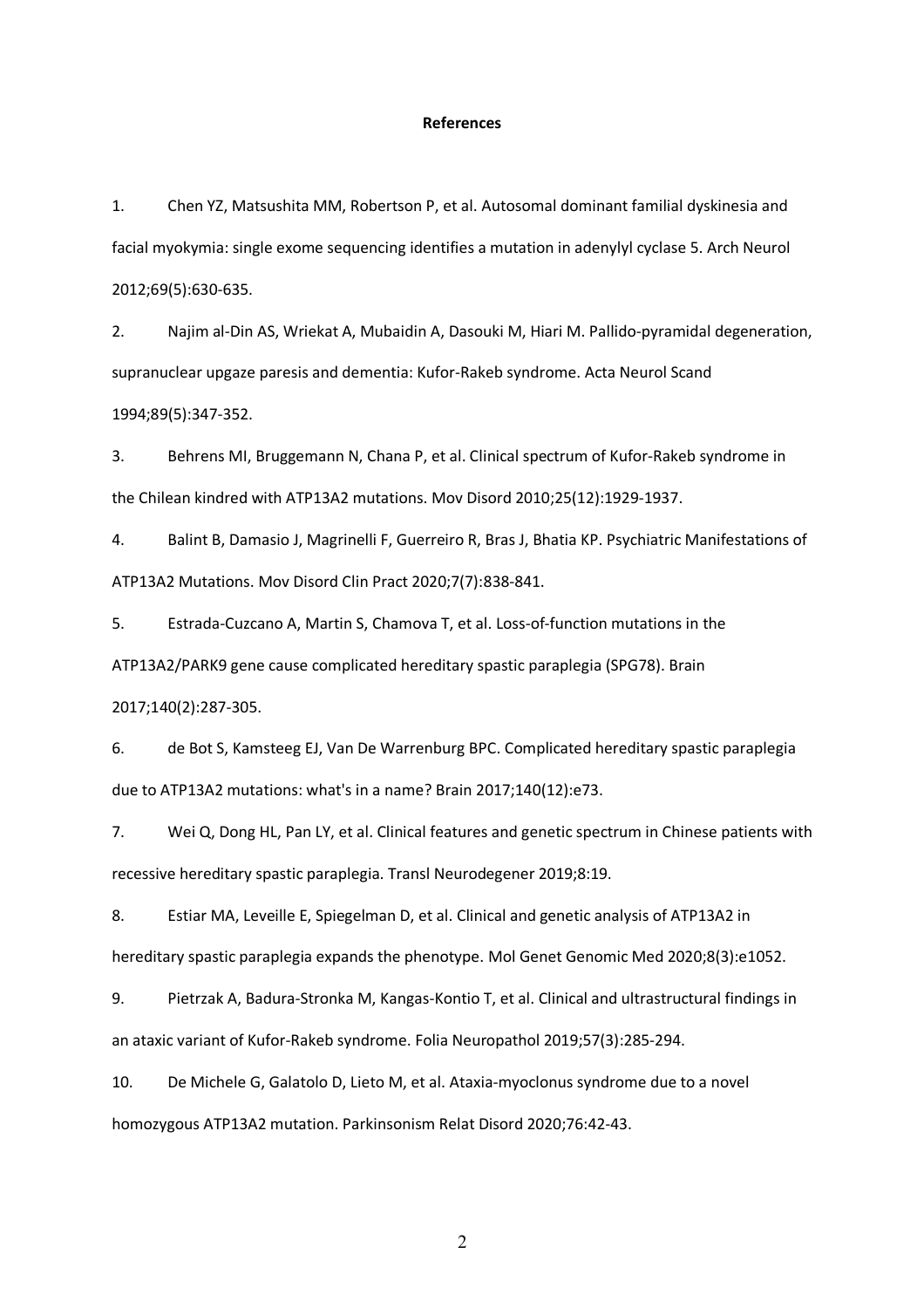**References**

1. Chen YZ, Matsushita MM, Robertson P, et al. Autosomal dominant familial dyskinesia and facial myokymia: single exome sequencing identifies a mutation in adenylyl cyclase 5. Arch Neurol 2012;69(5):630-635.

2. Najim al-Din AS, Wriekat A, Mubaidin A, Dasouki M, Hiari M. Pallido-pyramidal degeneration, supranuclear upgaze paresis and dementia: Kufor-Rakeb syndrome. Acta Neurol Scand 1994;89(5):347-352.

3. Behrens MI, Bruggemann N, Chana P, et al. Clinical spectrum of Kufor-Rakeb syndrome in the Chilean kindred with ATP13A2 mutations. Mov Disord 2010;25(12):1929-1937.

4. Balint B, Damasio J, Magrinelli F, Guerreiro R, Bras J, Bhatia KP. Psychiatric Manifestations of ATP13A2 Mutations. Mov Disord Clin Pract 2020;7(7):838-841.

5. Estrada-Cuzcano A, Martin S, Chamova T, et al. Loss-of-function mutations in the ATP13A2/PARK9 gene cause complicated hereditary spastic paraplegia (SPG78). Brain 2017;140(2):287-305.

6. de Bot S, Kamsteeg EJ, Van De Warrenburg BPC. Complicated hereditary spastic paraplegia due to ATP13A2 mutations: what's in a name? Brain 2017;140(12):e73.

7. Wei Q, Dong HL, Pan LY, et al. Clinical features and genetic spectrum in Chinese patients with recessive hereditary spastic paraplegia. Transl Neurodegener 2019;8:19.

8. Estiar MA, Leveille E, Spiegelman D, et al. Clinical and genetic analysis of ATP13A2 in hereditary spastic paraplegia expands the phenotype. Mol Genet Genomic Med 2020;8(3):e1052.

9. Pietrzak A, Badura-Stronka M, Kangas-Kontio T, et al. Clinical and ultrastructural findings in an ataxic variant of Kufor-Rakeb syndrome. Folia Neuropathol 2019;57(3):285-294.

10. De Michele G, Galatolo D, Lieto M, et al. Ataxia-myoclonus syndrome due to a novel homozygous ATP13A2 mutation. Parkinsonism Relat Disord 2020;76:42-43.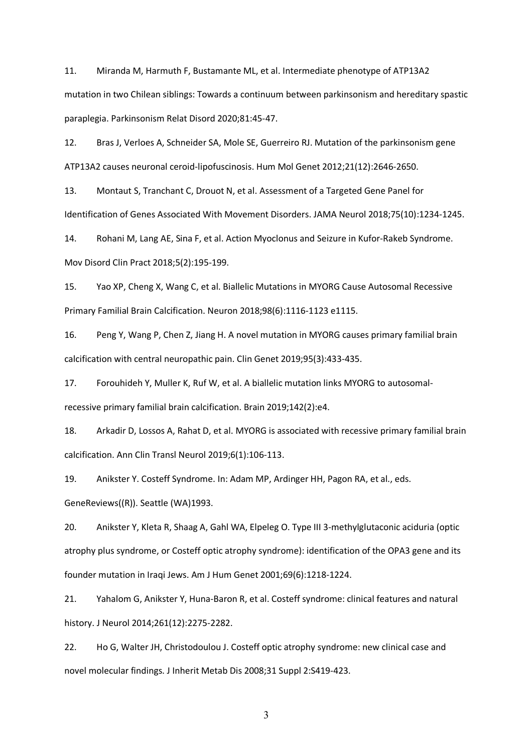11. Miranda M, Harmuth F, Bustamante ML, et al. Intermediate phenotype of ATP13A2 mutation in two Chilean siblings: Towards a continuum between parkinsonism and hereditary spastic paraplegia. Parkinsonism Relat Disord 2020;81:45-47.

12. Bras J, Verloes A, Schneider SA, Mole SE, Guerreiro RJ. Mutation of the parkinsonism gene ATP13A2 causes neuronal ceroid-lipofuscinosis. Hum Mol Genet 2012;21(12):2646-2650.

13. Montaut S, Tranchant C, Drouot N, et al. Assessment of a Targeted Gene Panel for Identification of Genes Associated With Movement Disorders. JAMA Neurol 2018;75(10):1234-1245.

14. Rohani M, Lang AE, Sina F, et al. Action Myoclonus and Seizure in Kufor-Rakeb Syndrome. Mov Disord Clin Pract 2018;5(2):195-199.

15. Yao XP, Cheng X, Wang C, et al. Biallelic Mutations in MYORG Cause Autosomal Recessive Primary Familial Brain Calcification. Neuron 2018;98(6):1116-1123 e1115.

16. Peng Y, Wang P, Chen Z, Jiang H. A novel mutation in MYORG causes primary familial brain calcification with central neuropathic pain. Clin Genet 2019;95(3):433-435.

17. Forouhideh Y, Muller K, Ruf W, et al. A biallelic mutation links MYORG to autosomal-recessive primary familial brain calcification. Brain 2019;142(2):e4.

18. Arkadir D, Lossos A, Rahat D, et al. MYORG is associated with recessive primary familial brain calcification. Ann Clin Transl Neurol 2019;6(1):106-113.

19. Anikster Y. Costeff Syndrome. In: Adam MP, Ardinger HH, Pagon RA, et al., eds. GeneReviews((R)). Seattle (WA)1993.

20. Anikster Y, Kleta R, Shaag A, Gahl WA, Elpeleg O. Type III 3-methylglutaconic aciduria (optic atrophy plus syndrome, or Costeff optic atrophy syndrome): identification of the OPA3 gene and its founder mutation in Iraqi Jews. Am J Hum Genet 2001;69(6):1218-1224.

21. Yahalom G, Anikster Y, Huna-Baron R, et al. Costeff syndrome: clinical features and natural history. J Neurol 2014;261(12):2275-2282.

22. Ho G, Walter JH, Christodoulou J. Costeff optic atrophy syndrome: new clinical case and novel molecular findings. J Inherit Metab Dis 2008;31 Suppl 2:S419-423.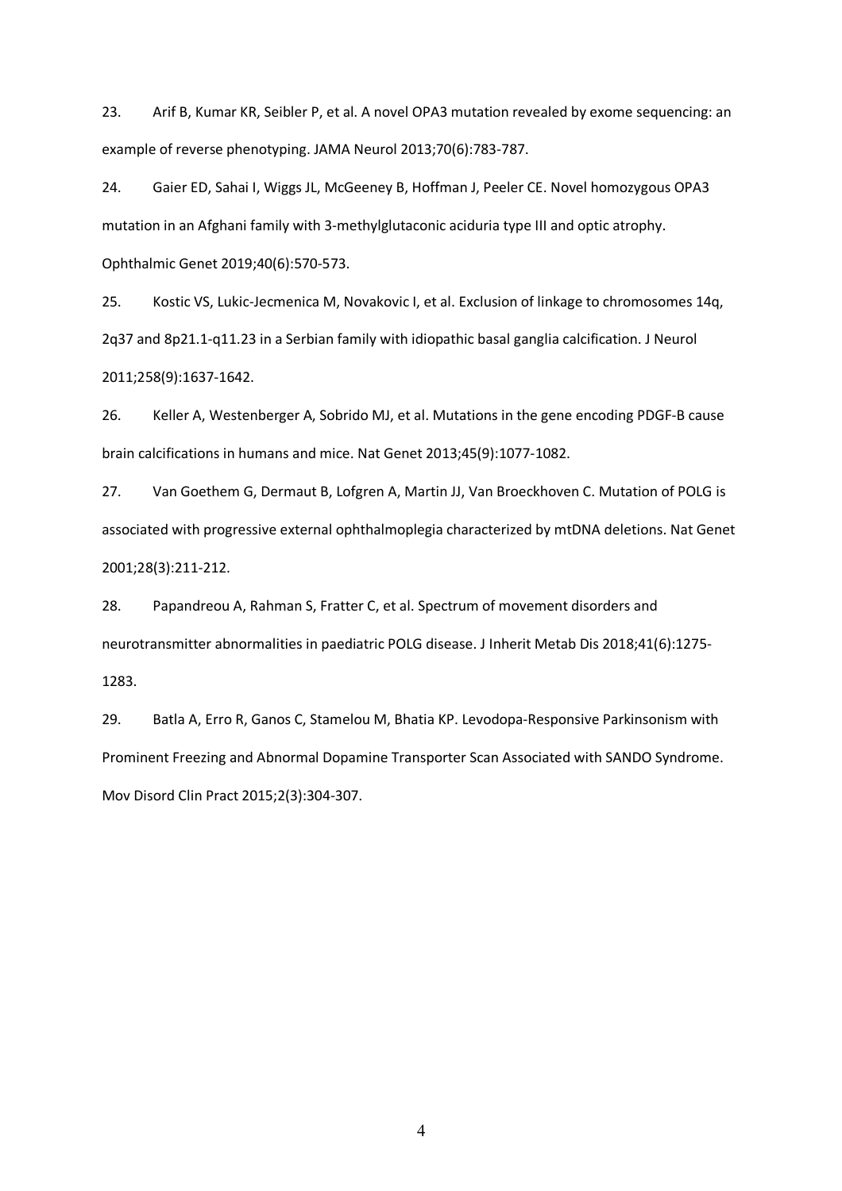23. Arif B, Kumar KR, Seibler P, et al. A novel OPA3 mutation revealed by exome sequencing: an example of reverse phenotyping. JAMA Neurol 2013;70(6):783-787.

24. Gaier ED, Sahai I, Wiggs JL, McGeeney B, Hoffman J, Peeler CE. Novel homozygous OPA3 mutation in an Afghani family with 3-methylglutaconic aciduria type III and optic atrophy. Ophthalmic Genet 2019;40(6):570-573.

25. Kostic VS, Lukic-Jecmenica M, Novakovic I, et al. Exclusion of linkage to chromosomes 14q, 2q37 and 8p21.1-q11.23 in a Serbian family with idiopathic basal ganglia calcification. J Neurol 2011;258(9):1637-1642.

26. Keller A, Westenberger A, Sobrido MJ, et al. Mutations in the gene encoding PDGF-B cause brain calcifications in humans and mice. Nat Genet 2013;45(9):1077-1082.

27. Van Goethem G, Dermaut B, Lofgren A, Martin JJ, Van Broeckhoven C. Mutation of POLG is associated with progressive external ophthalmoplegia characterized by mtDNA deletions. Nat Genet 2001;28(3):211-212.

28. Papandreou A, Rahman S, Fratter C, et al. Spectrum of movement disorders and neurotransmitter abnormalities in paediatric POLG disease. J Inherit Metab Dis 2018;41(6):1275-1283.

29. Batla A, Erro R, Ganos C, Stamelou M, Bhatia KP. Levodopa-Responsive Parkinsonism with Prominent Freezing and Abnormal Dopamine Transporter Scan Associated with SANDO Syndrome. Mov Disord Clin Pract 2015;2(3):304-307.